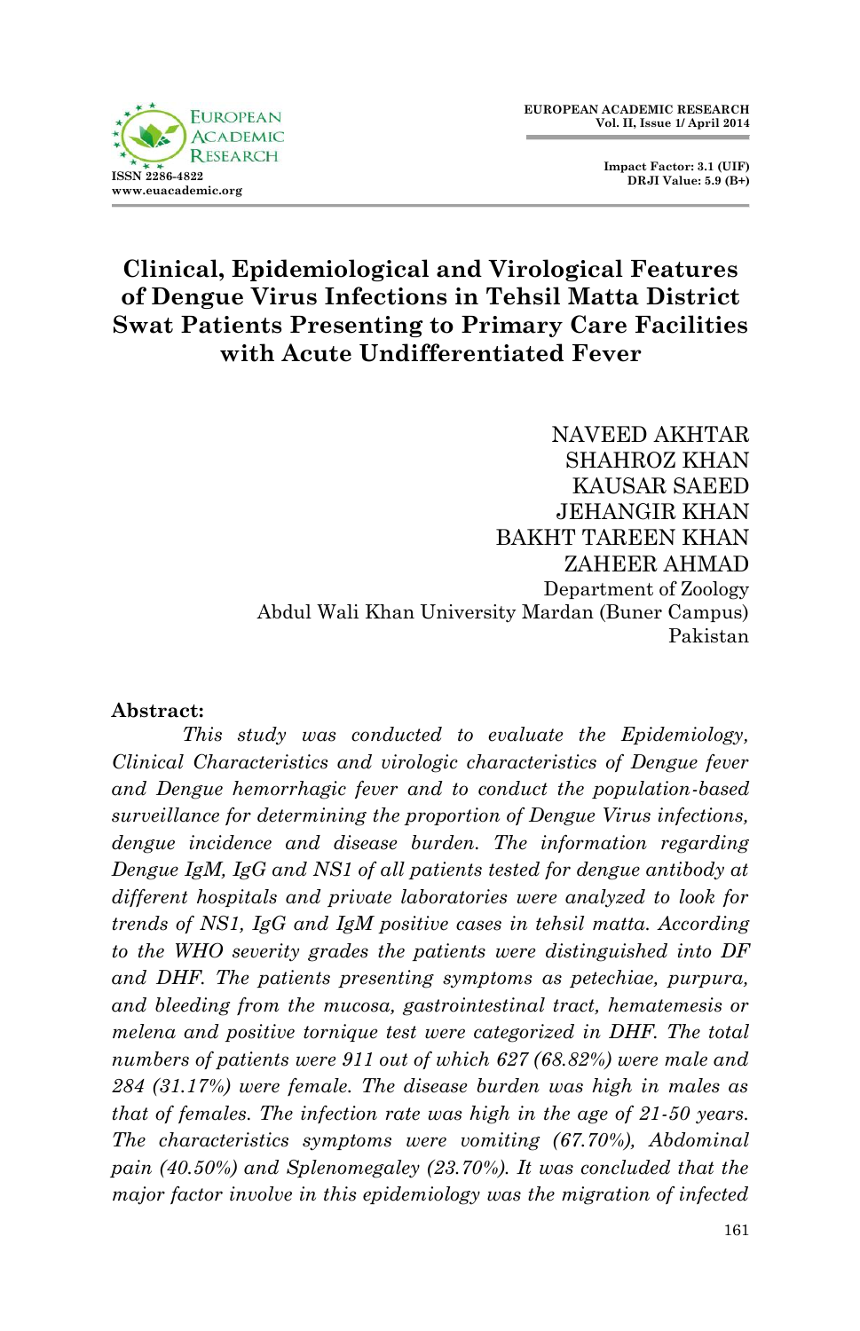# Clinical, Epidemiological and Virological Features of Dengue Virus Infections in Tehsil Matta District Swat Patients Presenting to Primary Care Facilities with Acute Undifferentiated Fever

NAVEED AKHTAR
SHAHROZ KHAN
KAUSAR SAEED
JEHANGIR KHAN
BAKHT TAREEN KHAN
ZAHEER AHMAD
Department of Zoology
Abdul Wali Khan University Mardan (Buner Campus)
Pakistan

**Abstract:**

*This study was conducted to evaluate the Epidemiology, Clinical Characteristics and virologic characteristics of Dengue fever and Dengue hemorrhagic fever and to conduct the population-based surveillance for determining the proportion of Dengue Virus infections, dengue incidence and disease burden. The information regarding Dengue IgM, IgG and NS1 of all patients tested for dengue antibody at different hospitals and private laboratories were analyzed to look for trends of NS1, IgG and IgM positive cases in tehsil matta. According to the WHO severity grades the patients were distinguished into DF and DHF. The patients presenting symptoms as petechiae, purpura, and bleeding from the mucosa, gastrointestinal tract, hematemesis or melena and positive tornique test were categorized in DHF. The total numbers of patients were 911 out of which 627 (68.82%) were male and 284 (31.17%) were female. The disease burden was high in males as that of females. The infection rate was high in the age of 21-50 years. The characteristics symptoms were vomiting (67.70%), Abdominal pain (40.50%) and Splenomegaley (23.70%). It was concluded that the major factor involve in this epidemiology was the migration of infected*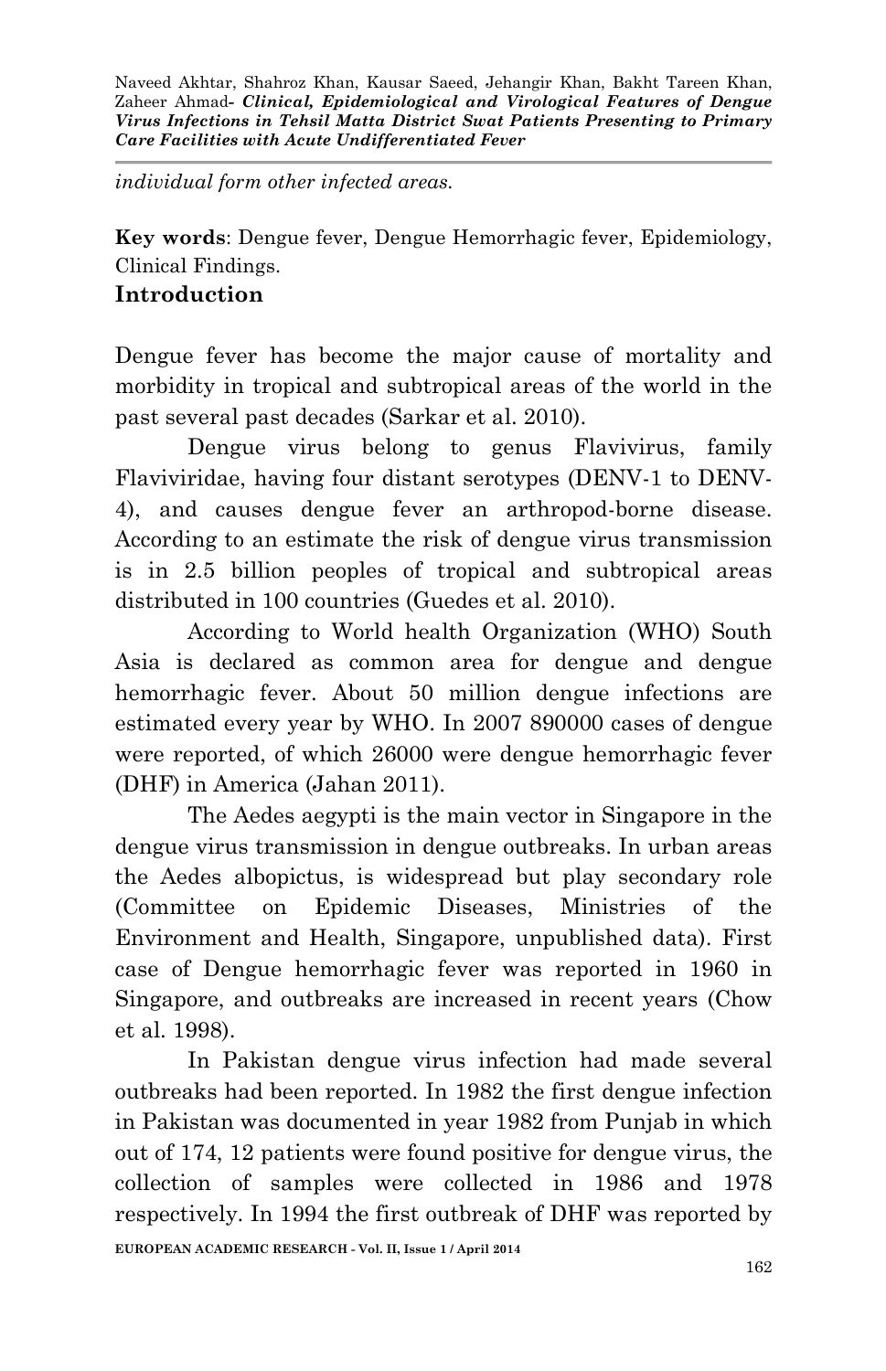*individual form other infected areas.*

**Key words**: Dengue fever, Dengue Hemorrhagic fever, Epidemiology, Clinical Findings.

## Introduction

Dengue fever has become the major cause of mortality and morbidity in tropical and subtropical areas of the world in the past several past decades (Sarkar et al. 2010).

Dengue virus belong to genus Flavivirus, family Flaviviridae, having four distant serotypes (DENV-1 to DENV-4), and causes dengue fever an arthropod-borne disease. According to an estimate the risk of dengue virus transmission is in 2.5 billion peoples of tropical and subtropical areas distributed in 100 countries (Guedes et al. 2010).

According to World health Organization (WHO) South Asia is declared as common area for dengue and dengue hemorrhagic fever. About 50 million dengue infections are estimated every year by WHO. In 2007 890000 cases of dengue were reported, of which 26000 were dengue hemorrhagic fever (DHF) in America (Jahan 2011).

The Aedes aegypti is the main vector in Singapore in the dengue virus transmission in dengue outbreaks. In urban areas the Aedes albopictus, is widespread but play secondary role (Committee on Epidemic Diseases, Ministries of the Environment and Health, Singapore, unpublished data). First case of Dengue hemorrhagic fever was reported in 1960 in Singapore, and outbreaks are increased in recent years (Chow et al. 1998).

In Pakistan dengue virus infection had made several outbreaks had been reported. In 1982 the first dengue infection in Pakistan was documented in year 1982 from Punjab in which out of 174, 12 patients were found positive for dengue virus, the collection of samples were collected in 1986 and 1978 respectively. In 1994 the first outbreak of DHF was reported by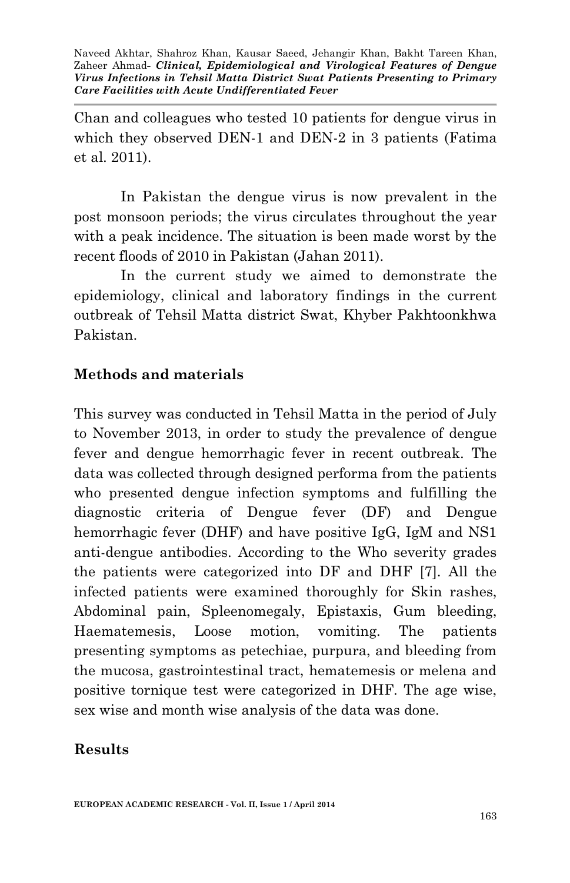Chan and colleagues who tested 10 patients for dengue virus in which they observed DEN-1 and DEN-2 in 3 patients (Fatima et al. 2011).

In Pakistan the dengue virus is now prevalent in the post monsoon periods; the virus circulates throughout the year with a peak incidence. The situation is been made worst by the recent floods of 2010 in Pakistan (Jahan 2011).

In the current study we aimed to demonstrate the epidemiology, clinical and laboratory findings in the current outbreak of Tehsil Matta district Swat, Khyber Pakhtoonkhwa Pakistan.

## Methods and materials

This survey was conducted in Tehsil Matta in the period of July to November 2013, in order to study the prevalence of dengue fever and dengue hemorrhagic fever in recent outbreak. The data was collected through designed performa from the patients who presented dengue infection symptoms and fulfilling the diagnostic criteria of Dengue fever (DF) and Dengue hemorrhagic fever (DHF) and have positive IgG, IgM and NS1 anti-dengue antibodies. According to the Who severity grades the patients were categorized into DF and DHF [7]. All the infected patients were examined thoroughly for Skin rashes, Abdominal pain, Spleenomegaly, Epistaxis, Gum bleeding, Haematemesis, Loose motion, vomiting. The patients presenting symptoms as petechiae, purpura, and bleeding from the mucosa, gastrointestinal tract, hematemesis or melena and positive tornique test were categorized in DHF. The age wise, sex wise and month wise analysis of the data was done.

## Results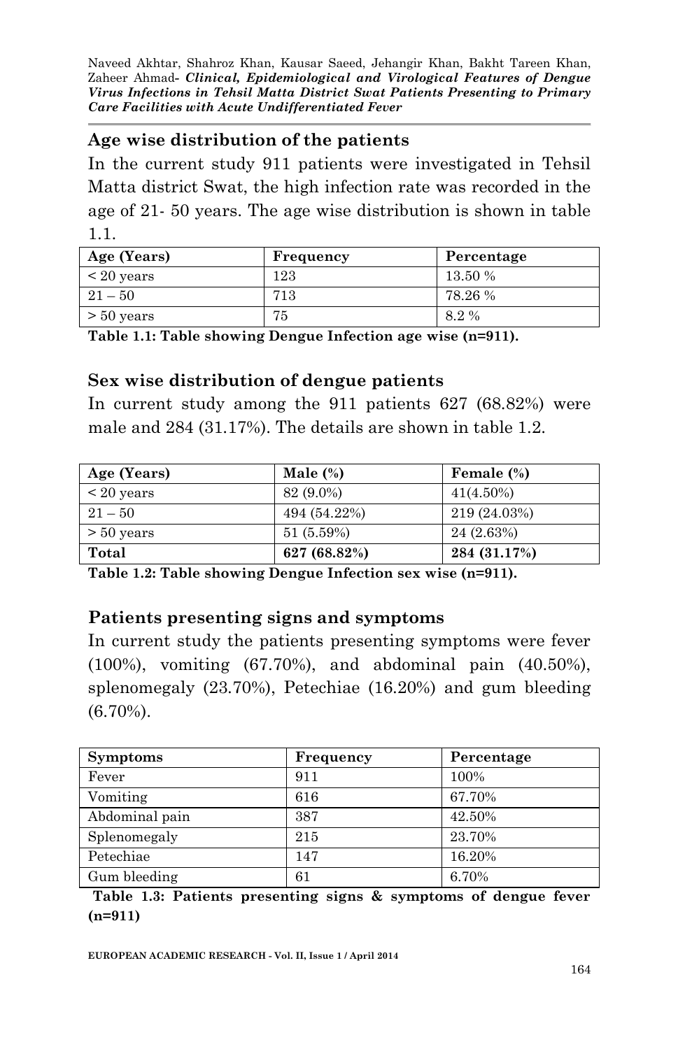## Age wise distribution of the patients

In the current study 911 patients were investigated in Tehsil Matta district Swat, the high infection rate was recorded in the age of 21- 50 years. The age wise distribution is shown in table 1.1.

| Age (Years) | Frequency | Percentage |
|---|---|---|
| < 20 years | 123 | 13.50 % |
| 21 – 50 | 713 | 78.26 % |
| > 50 years | 75 | 8.2 % |

**Table 1.1: Table showing Dengue Infection age wise (n=911).**

## Sex wise distribution of dengue patients

In current study among the 911 patients 627 (68.82%) were male and 284 (31.17%). The details are shown in table 1.2.

| Age (Years) | Male (%) | Female (%) |
|---|---|---|
| < 20 years | 82 (9.0%) | 41(4.50%) |
| 21 – 50 | 494 (54.22%) | 219 (24.03%) |
| > 50 years | 51 (5.59%) | 24 (2.63%) |
| **Total** | **627 (68.82%)** | **284 (31.17%)** |

**Table 1.2: Table showing Dengue Infection sex wise (n=911).**

## Patients presenting signs and symptoms

In current study the patients presenting symptoms were fever (100%), vomiting (67.70%), and abdominal pain (40.50%), splenomegaly (23.70%), Petechiae (16.20%) and gum bleeding (6.70%).

| Symptoms | Frequency | Percentage |
|---|---|---|
| Fever | 911 | 100% |
| Vomiting | 616 | 67.70% |
| Abdominal pain | 387 | 42.50% |
| Splenomegaly | 215 | 23.70% |
| Petechiae | 147 | 16.20% |
| Gum bleeding | 61 | 6.70% |

**Table 1.3: Patients presenting signs & symptoms of dengue fever (n=911)**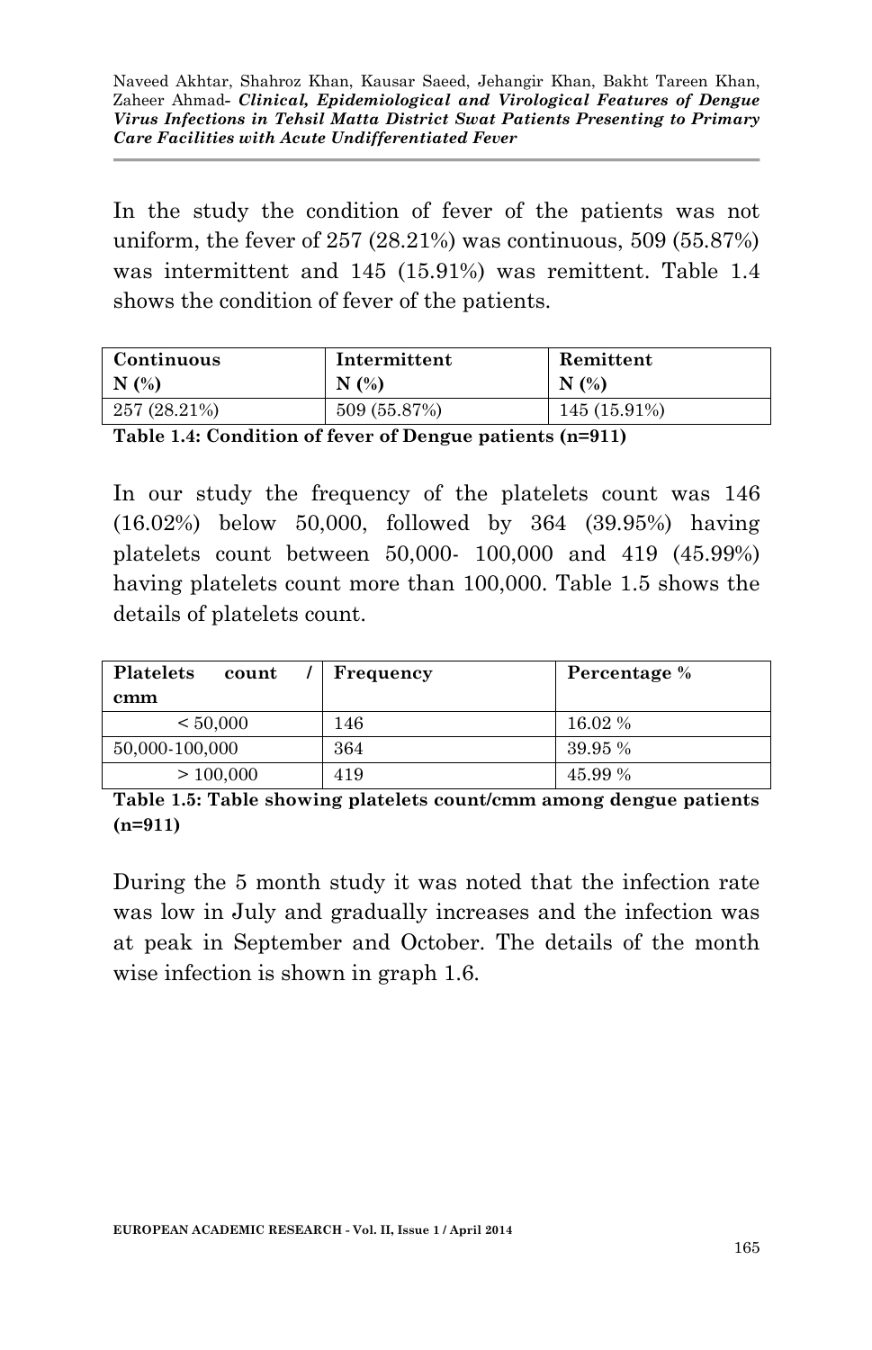In the study the condition of fever of the patients was not uniform, the fever of 257 (28.21%) was continuous, 509 (55.87%) was intermittent and 145 (15.91%) was remittent. Table 1.4 shows the condition of fever of the patients.

| **Continuous N (%)** | **Intermittent N (%)** | **Remittent N (%)** |
|---|---|---|
| 257 (28.21%) | 509 (55.87%) | 145 (15.91%) |

**Table 1.4: Condition of fever of Dengue patients (n=911)**

In our study the frequency of the platelets count was 146 (16.02%) below 50,000, followed by 364 (39.95%) having platelets count between 50,000- 100,000 and 419 (45.99%) having platelets count more than 100,000. Table 1.5 shows the details of platelets count.

| **Platelets count / cmm** | **Frequency** | **Percentage %** |
|---|---|---|
| < 50,000 | 146 | 16.02 % |
| 50,000-100,000 | 364 | 39.95 % |
| > 100,000 | 419 | 45.99 % |

**Table 1.5: Table showing platelets count/cmm among dengue patients (n=911)**

During the 5 month study it was noted that the infection rate was low in July and gradually increases and the infection was at peak in September and October. The details of the month wise infection is shown in graph 1.6.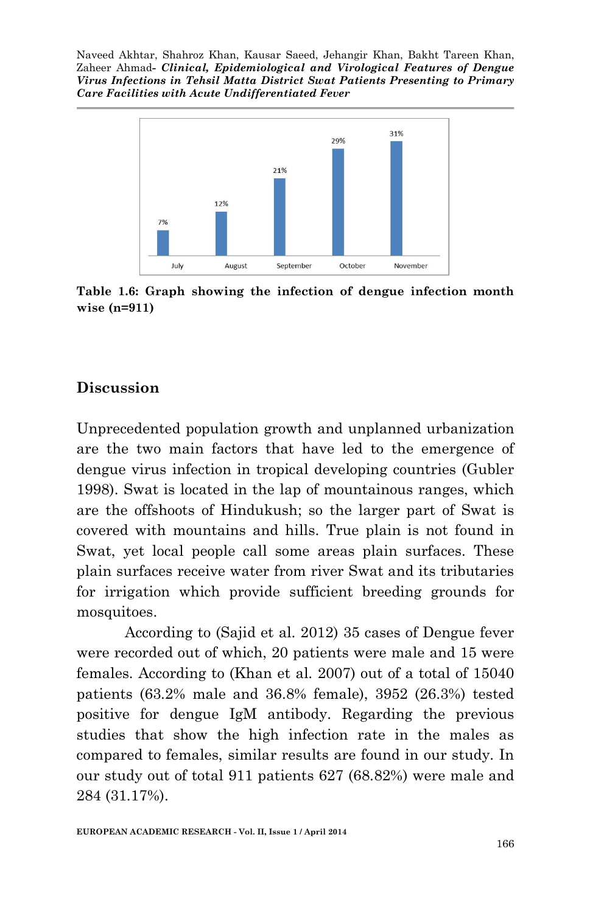31%

29%

21%

12%

7%

July

August

September

October

November

**Table 1.6: Graph showing the infection of dengue infection month wise (n=911)**

## Discussion

Unprecedented population growth and unplanned urbanization are the two main factors that have led to the emergence of dengue virus infection in tropical developing countries (Gubler 1998). Swat is located in the lap of mountainous ranges, which are the offshoots of Hindukush; so the larger part of Swat is covered with mountains and hills. True plain is not found in Swat, yet local people call some areas plain surfaces. These plain surfaces receive water from river Swat and its tributaries for irrigation which provide sufficient breeding grounds for mosquitoes.

According to (Sajid et al. 2012) 35 cases of Dengue fever were recorded out of which, 20 patients were male and 15 were females. According to (Khan et al. 2007) out of a total of 15040 patients (63.2% male and 36.8% female), 3952 (26.3%) tested positive for dengue IgM antibody. Regarding the previous studies that show the high infection rate in the males as compared to females, similar results are found in our study. In our study out of total 911 patients 627 (68.82%) were male and 284 (31.17%).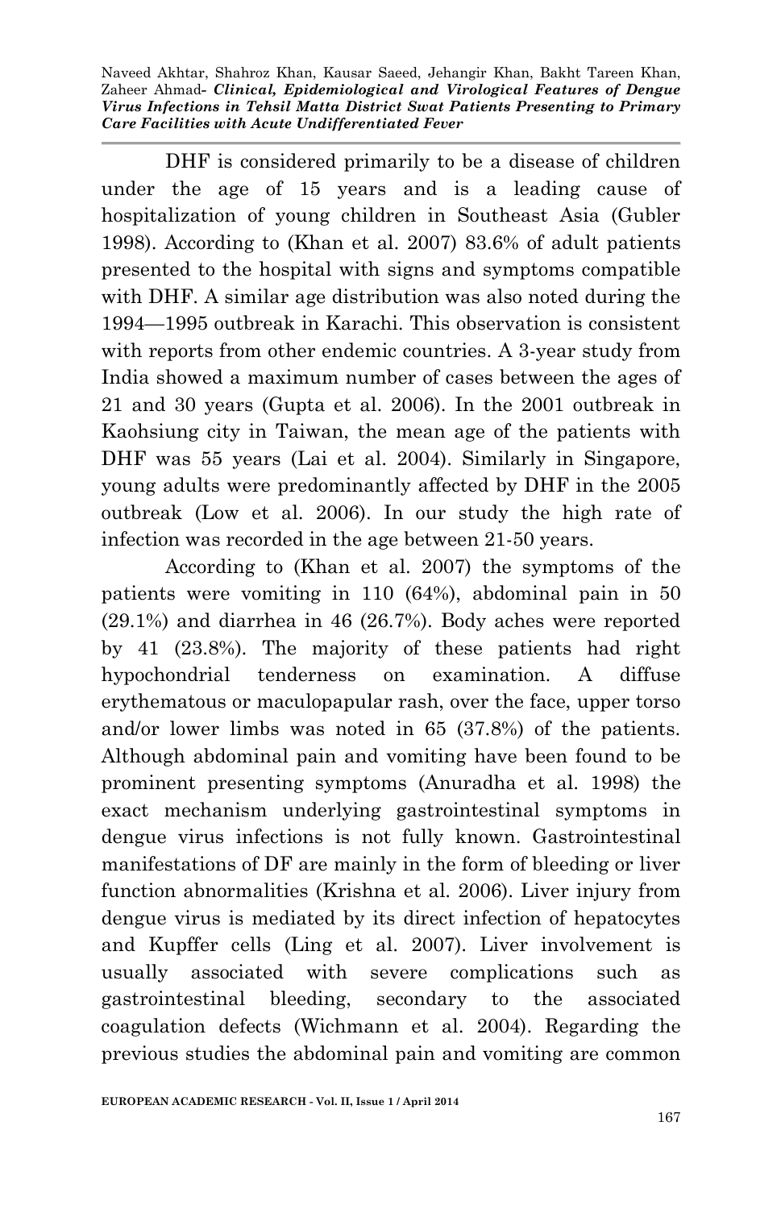DHF is considered primarily to be a disease of children under the age of 15 years and is a leading cause of hospitalization of young children in Southeast Asia (Gubler 1998). According to (Khan et al. 2007) 83.6% of adult patients presented to the hospital with signs and symptoms compatible with DHF. A similar age distribution was also noted during the 1994—1995 outbreak in Karachi. This observation is consistent with reports from other endemic countries. A 3-year study from India showed a maximum number of cases between the ages of 21 and 30 years (Gupta et al. 2006). In the 2001 outbreak in Kaohsiung city in Taiwan, the mean age of the patients with DHF was 55 years (Lai et al. 2004). Similarly in Singapore, young adults were predominantly affected by DHF in the 2005 outbreak (Low et al. 2006). In our study the high rate of infection was recorded in the age between 21-50 years.

According to (Khan et al. 2007) the symptoms of the patients were vomiting in 110 (64%), abdominal pain in 50 (29.1%) and diarrhea in 46 (26.7%). Body aches were reported by 41 (23.8%). The majority of these patients had right hypochondrial tenderness on examination. A diffuse erythematous or maculopapular rash, over the face, upper torso and/or lower limbs was noted in 65 (37.8%) of the patients. Although abdominal pain and vomiting have been found to be prominent presenting symptoms (Anuradha et al. 1998) the exact mechanism underlying gastrointestinal symptoms in dengue virus infections is not fully known. Gastrointestinal manifestations of DF are mainly in the form of bleeding or liver function abnormalities (Krishna et al. 2006). Liver injury from dengue virus is mediated by its direct infection of hepatocytes and Kupffer cells (Ling et al. 2007). Liver involvement is usually associated with severe complications such as gastrointestinal bleeding, secondary to the associated coagulation defects (Wichmann et al. 2004). Regarding the previous studies the abdominal pain and vomiting are common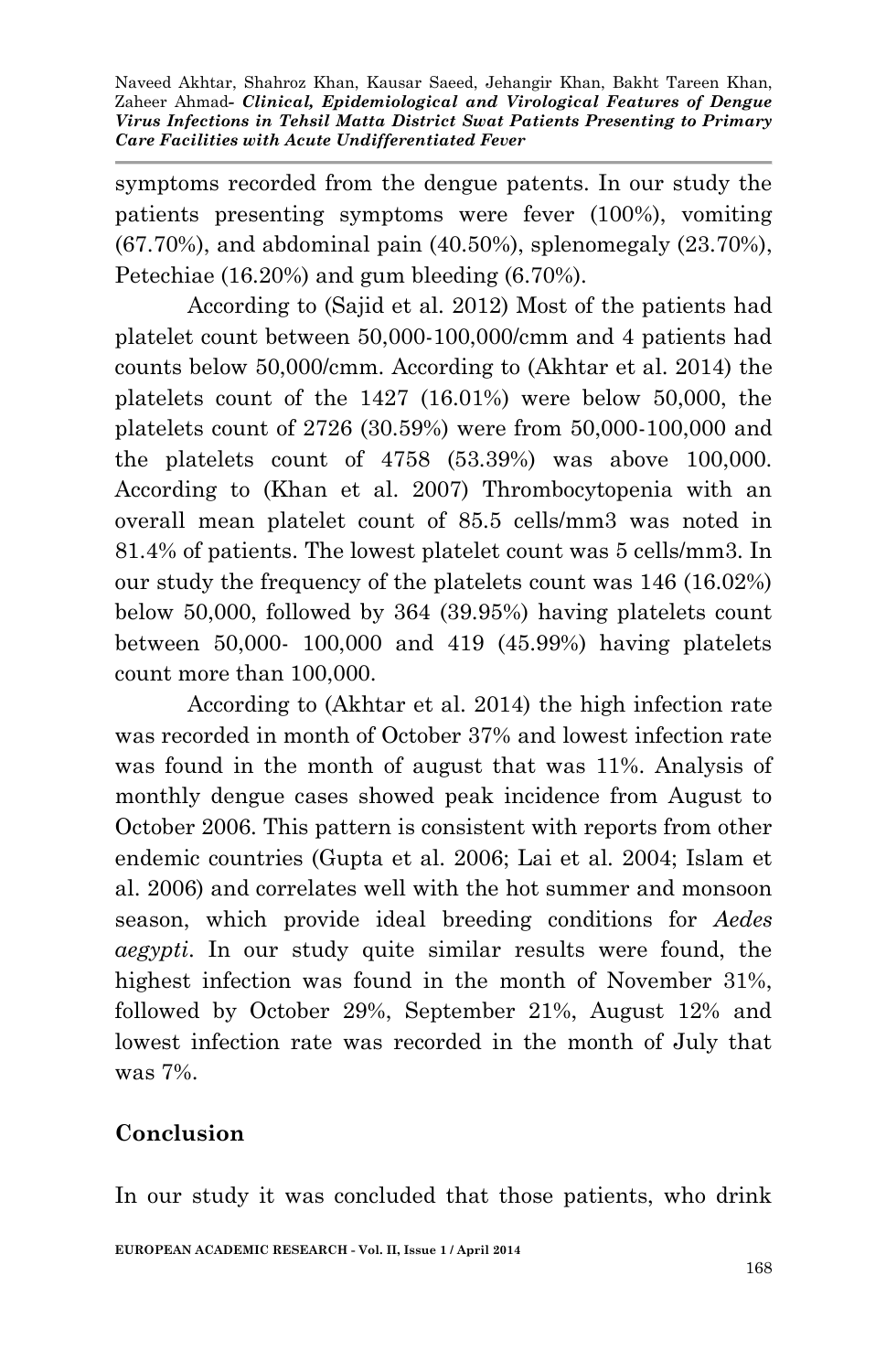symptoms recorded from the dengue patents. In our study the patients presenting symptoms were fever (100%), vomiting (67.70%), and abdominal pain (40.50%), splenomegaly (23.70%), Petechiae (16.20%) and gum bleeding (6.70%).

According to (Sajid et al. 2012) Most of the patients had platelet count between 50,000-100,000/cmm and 4 patients had counts below 50,000/cmm. According to (Akhtar et al. 2014) the platelets count of the 1427 (16.01%) were below 50,000, the platelets count of 2726 (30.59%) were from 50,000-100,000 and the platelets count of 4758 (53.39%) was above 100,000. According to (Khan et al. 2007) Thrombocytopenia with an overall mean platelet count of 85.5 cells/mm3 was noted in 81.4% of patients. The lowest platelet count was 5 cells/mm3. In our study the frequency of the platelets count was 146 (16.02%) below 50,000, followed by 364 (39.95%) having platelets count between 50,000- 100,000 and 419 (45.99%) having platelets count more than 100,000.

According to (Akhtar et al. 2014) the high infection rate was recorded in month of October 37% and lowest infection rate was found in the month of august that was 11%. Analysis of monthly dengue cases showed peak incidence from August to October 2006. This pattern is consistent with reports from other endemic countries (Gupta et al. 2006; Lai et al. 2004; Islam et al. 2006) and correlates well with the hot summer and monsoon season, which provide ideal breeding conditions for *Aedes aegypti*. In our study quite similar results were found, the highest infection was found in the month of November 31%, followed by October 29%, September 21%, August 12% and lowest infection rate was recorded in the month of July that was 7%.

## Conclusion

In our study it was concluded that those patients, who drink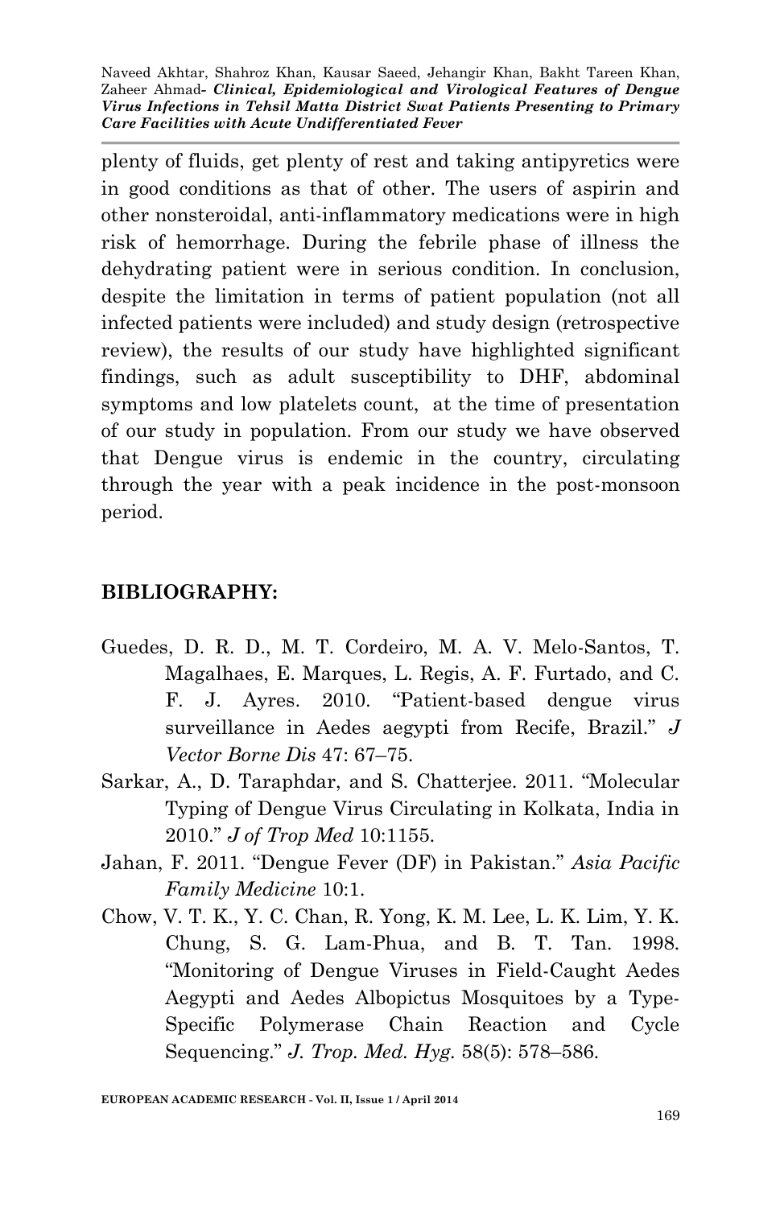plenty of fluids, get plenty of rest and taking antipyretics were in good conditions as that of other. The users of aspirin and other nonsteroidal, anti-inflammatory medications were in high risk of hemorrhage. During the febrile phase of illness the dehydrating patient were in serious condition. In conclusion, despite the limitation in terms of patient population (not all infected patients were included) and study design (retrospective review), the results of our study have highlighted significant findings, such as adult susceptibility to DHF, abdominal symptoms and low platelets count, at the time of presentation of our study in population. From our study we have observed that Dengue virus is endemic in the country, circulating through the year with a peak incidence in the post-monsoon period.

## BIBLIOGRAPHY:

Guedes, D. R. D., M. T. Cordeiro, M. A. V. Melo-Santos, T. Magalhaes, E. Marques, L. Regis, A. F. Furtado, and C. F. J. Ayres. 2010. "Patient-based dengue virus surveillance in Aedes aegypti from Recife, Brazil." *J Vector Borne Dis* 47: 67–75.

Sarkar, A., D. Taraphdar, and S. Chatterjee. 2011. "Molecular Typing of Dengue Virus Circulating in Kolkata, India in 2010." *J of Trop Med* 10:1155.

Jahan, F. 2011. "Dengue Fever (DF) in Pakistan." *Asia Pacific Family Medicine* 10:1.

Chow, V. T. K., Y. C. Chan, R. Yong, K. M. Lee, L. K. Lim, Y. K. Chung, S. G. Lam-Phua, and B. T. Tan. 1998. "Monitoring of Dengue Viruses in Field-Caught Aedes Aegypti and Aedes Albopictus Mosquitoes by a Type-Specific Polymerase Chain Reaction and Cycle Sequencing." *J. Trop. Med. Hyg.* 58(5): 578–586.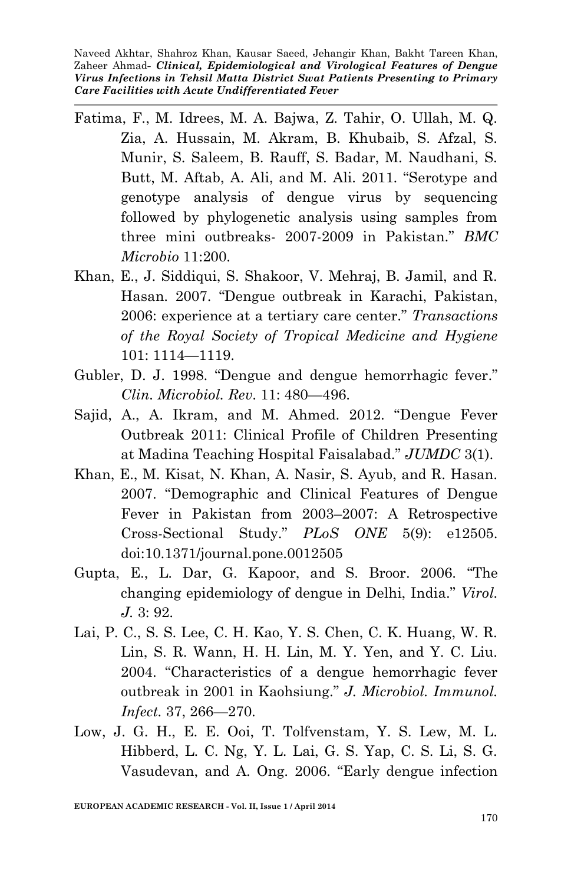Fatima, F., M. Idrees, M. A. Bajwa, Z. Tahir, O. Ullah, M. Q. Zia, A. Hussain, M. Akram, B. Khubaib, S. Afzal, S. Munir, S. Saleem, B. Rauff, S. Badar, M. Naudhani, S. Butt, M. Aftab, A. Ali, and M. Ali. 2011. "Serotype and genotype analysis of dengue virus by sequencing followed by phylogenetic analysis using samples from three mini outbreaks- 2007-2009 in Pakistan." *BMC Microbio* 11:200.

Khan, E., J. Siddiqui, S. Shakoor, V. Mehraj, B. Jamil, and R. Hasan. 2007. "Dengue outbreak in Karachi, Pakistan, 2006: experience at a tertiary care center." *Transactions of the Royal Society of Tropical Medicine and Hygiene* 101: 1114—1119.

Gubler, D. J. 1998. "Dengue and dengue hemorrhagic fever." *Clin. Microbiol. Rev*. 11: 480—496.

Sajid, A., A. Ikram, and M. Ahmed. 2012. "Dengue Fever Outbreak 2011: Clinical Profile of Children Presenting at Madina Teaching Hospital Faisalabad." *JUMDC* 3(1).

Khan, E., M. Kisat, N. Khan, A. Nasir, S. Ayub, and R. Hasan. 2007. "Demographic and Clinical Features of Dengue Fever in Pakistan from 2003–2007: A Retrospective Cross-Sectional Study." *PLoS ONE* 5(9): e12505. doi:10.1371/journal.pone.0012505

Gupta, E., L. Dar, G. Kapoor, and S. Broor. 2006. "The changing epidemiology of dengue in Delhi, India." *Virol. J.* 3: 92.

Lai, P. C., S. S. Lee, C. H. Kao, Y. S. Chen, C. K. Huang, W. R. Lin, S. R. Wann, H. H. Lin, M. Y. Yen, and Y. C. Liu. 2004. "Characteristics of a dengue hemorrhagic fever outbreak in 2001 in Kaohsiung." *J. Microbiol. Immunol. Infect.* 37, 266—270.

Low, J. G. H., E. E. Ooi, T. Tolfvenstam, Y. S. Lew, M. L. Hibberd, L. C. Ng, Y. L. Lai, G. S. Yap, C. S. Li, S. G. Vasudevan, and A. Ong. 2006. "Early dengue infection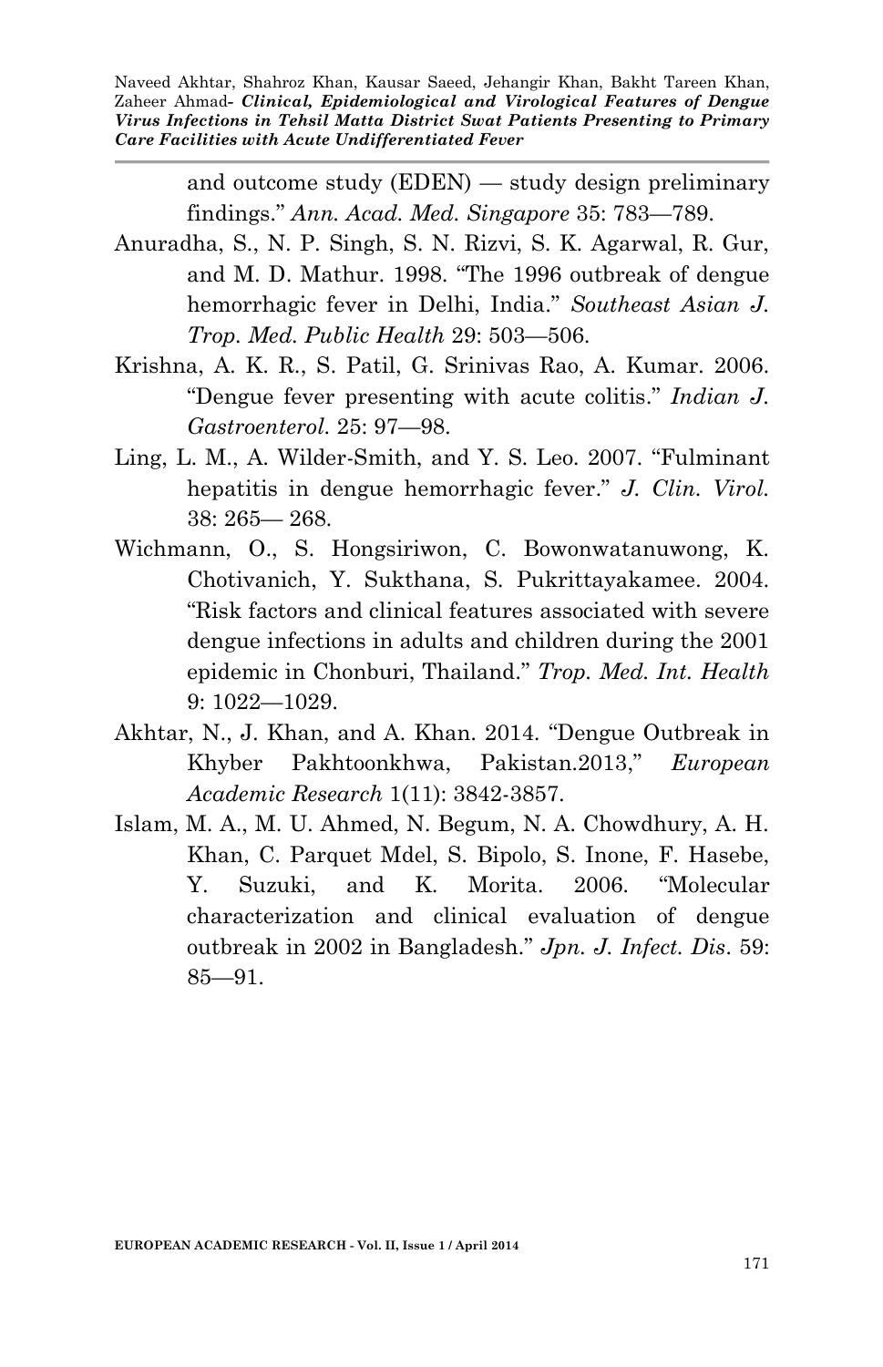and outcome study (EDEN) — study design preliminary findings." *Ann. Acad. Med. Singapore* 35: 783—789.

Anuradha, S., N. P. Singh, S. N. Rizvi, S. K. Agarwal, R. Gur, and M. D. Mathur. 1998. "The 1996 outbreak of dengue hemorrhagic fever in Delhi, India." *Southeast Asian J. Trop. Med. Public Health* 29: 503—506.

Krishna, A. K. R., S. Patil, G. Srinivas Rao, A. Kumar. 2006. "Dengue fever presenting with acute colitis." *Indian J. Gastroenterol.* 25: 97—98.

Ling, L. M., A. Wilder-Smith, and Y. S. Leo. 2007. "Fulminant hepatitis in dengue hemorrhagic fever." *J. Clin. Virol.* 38: 265— 268.

Wichmann, O., S. Hongsiriwon, C. Bowonwatanuwong, K. Chotivanich, Y. Sukthana, S. Pukrittayakamee. 2004. "Risk factors and clinical features associated with severe dengue infections in adults and children during the 2001 epidemic in Chonburi, Thailand." *Trop. Med. Int. Health* 9: 1022—1029.

Akhtar, N., J. Khan, and A. Khan. 2014. "Dengue Outbreak in Khyber Pakhtoonkhwa, Pakistan.2013," *European Academic Research* 1(11): 3842-3857.

Islam, M. A., M. U. Ahmed, N. Begum, N. A. Chowdhury, A. H. Khan, C. Parquet Mdel, S. Bipolo, S. Inone, F. Hasebe, Y. Suzuki, and K. Morita. 2006. "Molecular characterization and clinical evaluation of dengue outbreak in 2002 in Bangladesh." *Jpn. J. Infect. Dis*. 59: 85—91.